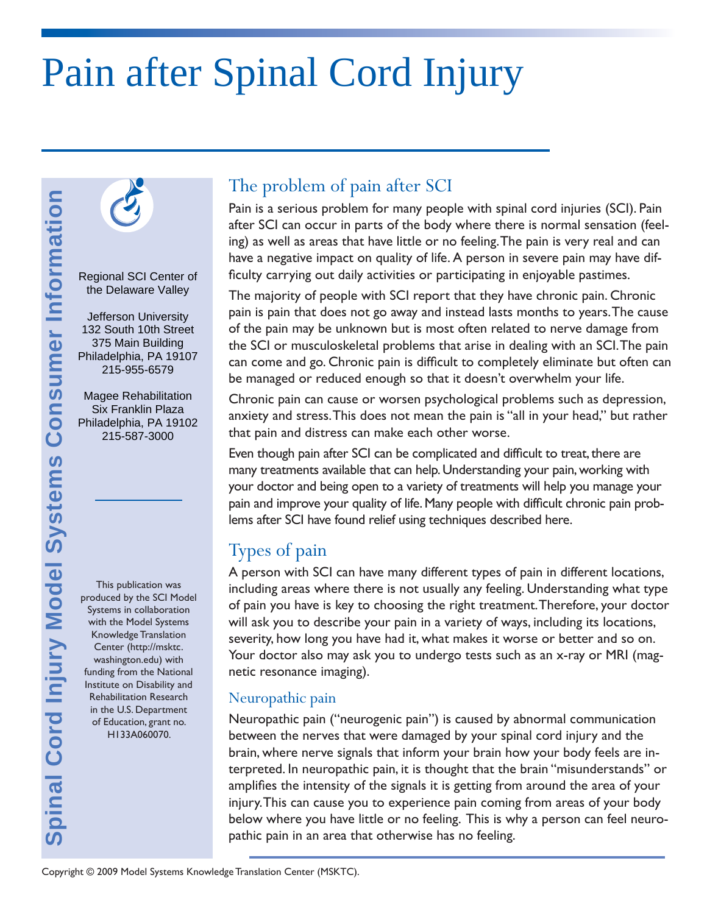# Pain after Spinal Cord Injury

Spinal Cord Injury Model Systems Consumer Information

Regional SCI Center of the Delaware Valley

Jefferson University
132 South 10th Street
375 Main Building
Philadelphia, PA 19107
215-955-6579

Magee Rehabilitation
Six Franklin Plaza
Philadelphia, PA 19102
215-587-3000

This publication was produced by the SCI Model Systems in collaboration with the Model Systems Knowledge Translation Center (http://msktc.washington.edu) with funding from the National Institute on Disability and Rehabilitation Research in the U.S. Department of Education, grant no. H133A060070.

## The problem of pain after SCI

Pain is a serious problem for many people with spinal cord injuries (SCI). Pain after SCI can occur in parts of the body where there is normal sensation (feeling) as well as areas that have little or no feeling. The pain is very real and can have a negative impact on quality of life. A person in severe pain may have difficulty carrying out daily activities or participating in enjoyable pastimes.

The majority of people with SCI report that they have chronic pain. Chronic pain is pain that does not go away and instead lasts months to years. The cause of the pain may be unknown but is most often related to nerve damage from the SCI or musculoskeletal problems that arise in dealing with an SCI. The pain can come and go. Chronic pain is difficult to completely eliminate but often can be managed or reduced enough so that it doesn't overwhelm your life.

Chronic pain can cause or worsen psychological problems such as depression, anxiety and stress. This does not mean the pain is "all in your head," but rather that pain and distress can make each other worse.

Even though pain after SCI can be complicated and difficult to treat, there are many treatments available that can help. Understanding your pain, working with your doctor and being open to a variety of treatments will help you manage your pain and improve your quality of life. Many people with difficult chronic pain problems after SCI have found relief using techniques described here.

## Types of pain

A person with SCI can have many different types of pain in different locations, including areas where there is not usually any feeling. Understanding what type of pain you have is key to choosing the right treatment. Therefore, your doctor will ask you to describe your pain in a variety of ways, including its locations, severity, how long you have had it, what makes it worse or better and so on. Your doctor also may ask you to undergo tests such as an x-ray or MRI (magnetic resonance imaging).

### Neuropathic pain

Neuropathic pain ("neurogenic pain") is caused by abnormal communication between the nerves that were damaged by your spinal cord injury and the brain, where nerve signals that inform your brain how your body feels are interpreted. In neuropathic pain, it is thought that the brain "misunderstands" or amplifies the intensity of the signals it is getting from around the area of your injury. This can cause you to experience pain coming from areas of your body below where you have little or no feeling. This is why a person can feel neuropathic pain in an area that otherwise has no feeling.

Copyright © 2009 Model Systems Knowledge Translation Center (MSKTC).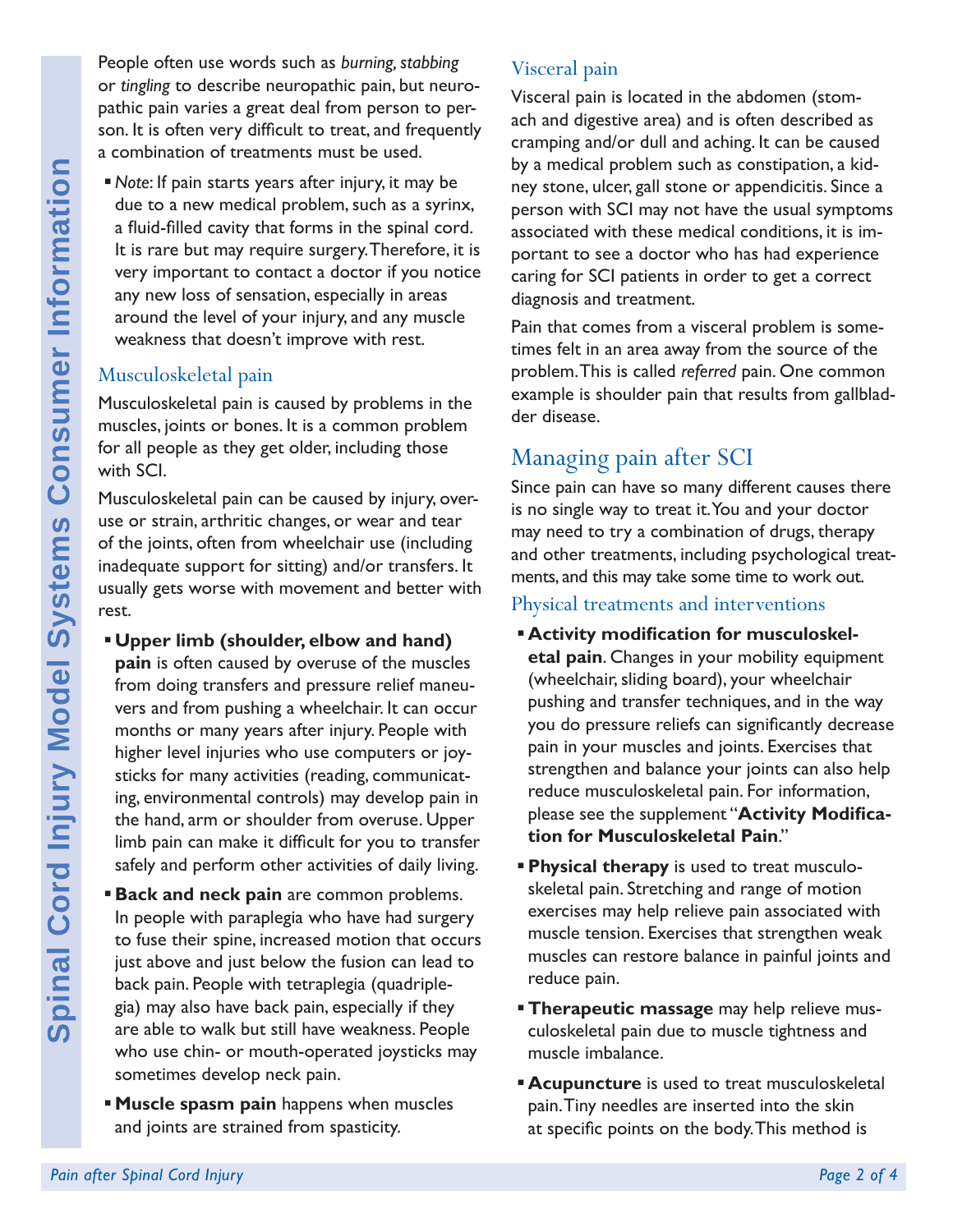People often use words such as *burning, stabbing* or *tingling* to describe neuropathic pain, but neuropathic pain varies a great deal from person to person. It is often very difficult to treat, and frequently a combination of treatments must be used.

- *Note*: If pain starts years after injury, it may be due to a new medical problem, such as a syrinx, a fluid-filled cavity that forms in the spinal cord. It is rare but may require surgery. Therefore, it is very important to contact a doctor if you notice any new loss of sensation, especially in areas around the level of your injury, and any muscle weakness that doesn't improve with rest.

### Musculoskeletal pain

Musculoskeletal pain is caused by problems in the muscles, joints or bones. It is a common problem for all people as they get older, including those with SCI.

Musculoskeletal pain can be caused by injury, overuse or strain, arthritic changes, or wear and tear of the joints, often from wheelchair use (including inadequate support for sitting) and/or transfers. It usually gets worse with movement and better with rest.

- **Upper limb (shoulder, elbow and hand) pain** is often caused by overuse of the muscles from doing transfers and pressure relief maneuvers and from pushing a wheelchair. It can occur months or many years after injury. People with higher level injuries who use computers or joysticks for many activities (reading, communicating, environmental controls) may develop pain in the hand, arm or shoulder from overuse. Upper limb pain can make it difficult for you to transfer safely and perform other activities of daily living.
- **Back and neck pain** are common problems. In people with paraplegia who have had surgery to fuse their spine, increased motion that occurs just above and just below the fusion can lead to back pain. People with tetraplegia (quadriplegia) may also have back pain, especially if they are able to walk but still have weakness. People who use chin- or mouth-operated joysticks may sometimes develop neck pain.
- **Muscle spasm pain** happens when muscles and joints are strained from spasticity.

### Visceral pain

Visceral pain is located in the abdomen (stomach and digestive area) and is often described as cramping and/or dull and aching. It can be caused by a medical problem such as constipation, a kidney stone, ulcer, gall stone or appendicitis. Since a person with SCI may not have the usual symptoms associated with these medical conditions, it is important to see a doctor who has had experience caring for SCI patients in order to get a correct diagnosis and treatment.

Pain that comes from a visceral problem is sometimes felt in an area away from the source of the problem. This is called *referred* pain. One common example is shoulder pain that results from gallbladder disease.

## Managing pain after SCI

Since pain can have so many different causes there is no single way to treat it. You and your doctor may need to try a combination of drugs, therapy and other treatments, including psychological treatments, and this may take some time to work out.

### Physical treatments and interventions

- **Activity modification for musculoskeletal pain**. Changes in your mobility equipment (wheelchair, sliding board), your wheelchair pushing and transfer techniques, and in the way you do pressure reliefs can significantly decrease pain in your muscles and joints. Exercises that strengthen and balance your joints can also help reduce musculoskeletal pain. For information, please see the supplement "**Activity Modification for Musculoskeletal Pain**."
- **Physical therapy** is used to treat musculoskeletal pain. Stretching and range of motion exercises may help relieve pain associated with muscle tension. Exercises that strengthen weak muscles can restore balance in painful joints and reduce pain.
- **Therapeutic massage** may help relieve musculoskeletal pain due to muscle tightness and muscle imbalance.
- **Acupuncture** is used to treat musculoskeletal pain. Tiny needles are inserted into the skin at specific points on the body. This method is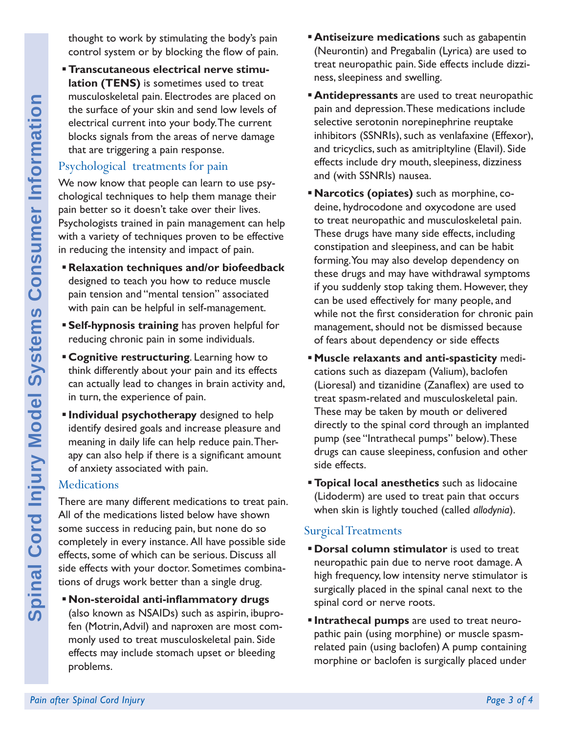thought to work by stimulating the body's pain control system or by blocking the flow of pain.

- **Transcutaneous electrical nerve stimulation (TENS)** is sometimes used to treat musculoskeletal pain. Electrodes are placed on the surface of your skin and send low levels of electrical current into your body. The current blocks signals from the areas of nerve damage that are triggering a pain response.

## Psychological treatments for pain

We now know that people can learn to use psychological techniques to help them manage their pain better so it doesn't take over their lives. Psychologists trained in pain management can help with a variety of techniques proven to be effective in reducing the intensity and impact of pain.

- **Relaxation techniques and/or biofeedback** designed to teach you how to reduce muscle pain tension and "mental tension" associated with pain can be helpful in self-management.
- **Self-hypnosis training** has proven helpful for reducing chronic pain in some individuals.
- **Cognitive restructuring**. Learning how to think differently about your pain and its effects can actually lead to changes in brain activity and, in turn, the experience of pain.
- **Individual psychotherapy** designed to help identify desired goals and increase pleasure and meaning in daily life can help reduce pain. Therapy can also help if there is a significant amount of anxiety associated with pain.

## Medications

There are many different medications to treat pain. All of the medications listed below have shown some success in reducing pain, but none do so completely in every instance. All have possible side effects, some of which can be serious. Discuss all side effects with your doctor. Sometimes combinations of drugs work better than a single drug.

- **Non-steroidal anti-inflammatory drugs** (also known as NSAIDs) such as aspirin, ibuprofen (Motrin, Advil) and naproxen are most commonly used to treat musculoskeletal pain. Side effects may include stomach upset or bleeding problems.
- **Antiseizure medications** such as gabapentin (Neurontin) and Pregabalin (Lyrica) are used to treat neuropathic pain. Side effects include dizziness, sleepiness and swelling.
- **Antidepressants** are used to treat neuropathic pain and depression. These medications include selective serotonin norepinephrine reuptake inhibitors (SSNRIs), such as venlafaxine (Effexor), and tricyclics, such as amitripltyline (Elavil). Side effects include dry mouth, sleepiness, dizziness and (with SSNRIs) nausea.
- **Narcotics (opiates)** such as morphine, codeine, hydrocodone and oxycodone are used to treat neuropathic and musculoskeletal pain. These drugs have many side effects, including constipation and sleepiness, and can be habit forming. You may also develop dependency on these drugs and may have withdrawal symptoms if you suddenly stop taking them. However, they can be used effectively for many people, and while not the first consideration for chronic pain management, should not be dismissed because of fears about dependency or side effects
- **Muscle relaxants and anti-spasticity** medications such as diazepam (Valium), baclofen (Lioresal) and tizanidine (Zanaflex) are used to treat spasm-related and musculoskeletal pain. These may be taken by mouth or delivered directly to the spinal cord through an implanted pump (see "Intrathecal pumps" below). These drugs can cause sleepiness, confusion and other side effects.
- **Topical local anesthetics** such as lidocaine (Lidoderm) are used to treat pain that occurs when skin is lightly touched (called *allodynia*).

## Surgical Treatments

- **Dorsal column stimulator** is used to treat neuropathic pain due to nerve root damage. A high frequency, low intensity nerve stimulator is surgically placed in the spinal canal next to the spinal cord or nerve roots.
- **Intrathecal pumps** are used to treat neuropathic pain (using morphine) or muscle spasm-related pain (using baclofen) A pump containing morphine or baclofen is surgically placed under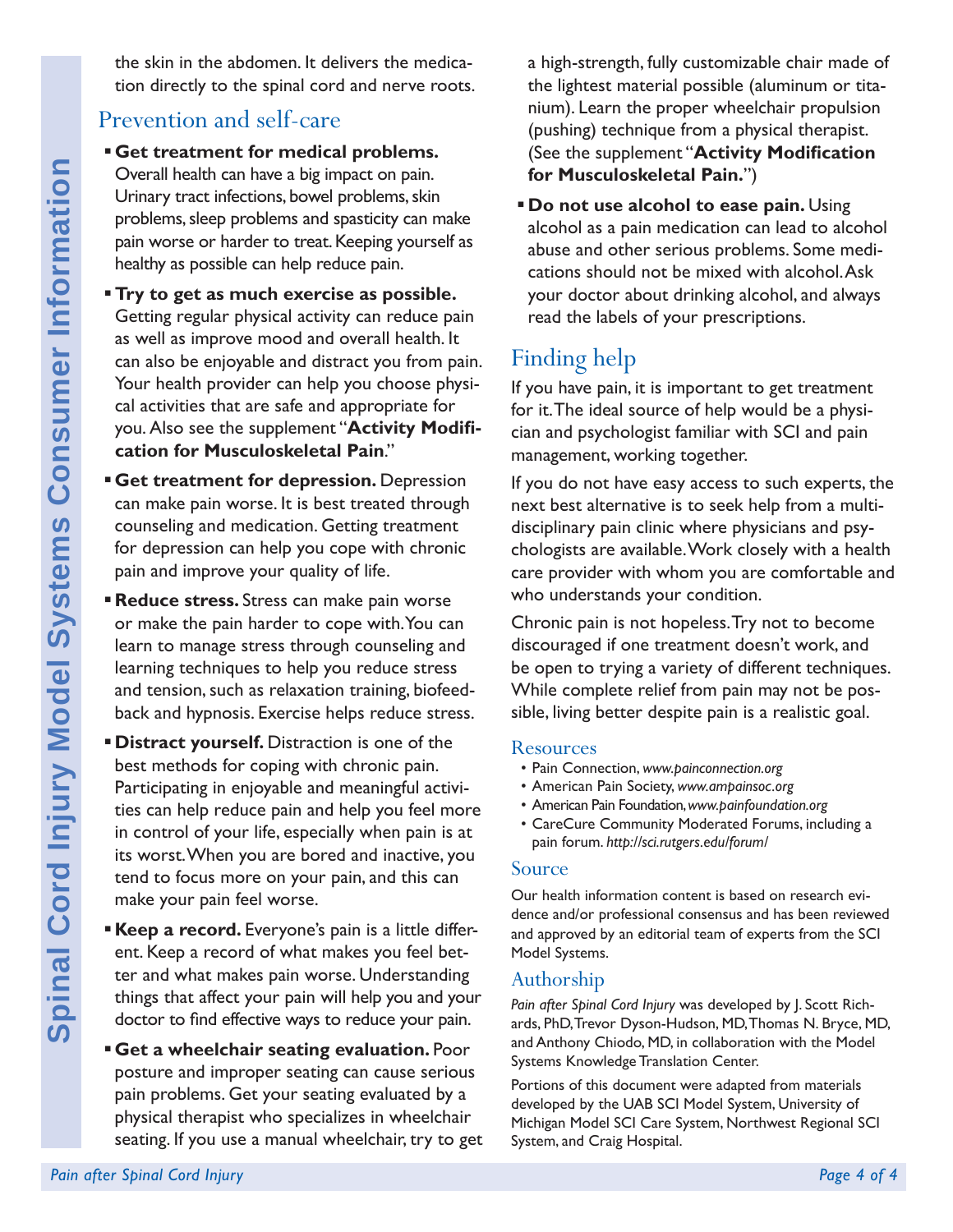the skin in the abdomen. It delivers the medication directly to the spinal cord and nerve roots.

## Prevention and self-care

- **Get treatment for medical problems.** Overall health can have a big impact on pain. Urinary tract infections, bowel problems, skin problems, sleep problems and spasticity can make pain worse or harder to treat. Keeping yourself as healthy as possible can help reduce pain.
- **Try to get as much exercise as possible.** Getting regular physical activity can reduce pain as well as improve mood and overall health. It can also be enjoyable and distract you from pain. Your health provider can help you choose physical activities that are safe and appropriate for you. Also see the supplement "**Activity Modification for Musculoskeletal Pain**."
- **Get treatment for depression.** Depression can make pain worse. It is best treated through counseling and medication. Getting treatment for depression can help you cope with chronic pain and improve your quality of life.
- **Reduce stress.** Stress can make pain worse or make the pain harder to cope with. You can learn to manage stress through counseling and learning techniques to help you reduce stress and tension, such as relaxation training, biofeedback and hypnosis. Exercise helps reduce stress.
- **Distract yourself.** Distraction is one of the best methods for coping with chronic pain. Participating in enjoyable and meaningful activities can help reduce pain and help you feel more in control of your life, especially when pain is at its worst. When you are bored and inactive, you tend to focus more on your pain, and this can make your pain feel worse.
- **Keep a record.** Everyone's pain is a little different. Keep a record of what makes you feel better and what makes pain worse. Understanding things that affect your pain will help you and your doctor to find effective ways to reduce your pain.
- **Get a wheelchair seating evaluation.** Poor posture and improper seating can cause serious pain problems. Get your seating evaluated by a physical therapist who specializes in wheelchair seating. If you use a manual wheelchair, try to get a high-strength, fully customizable chair made of the lightest material possible (aluminum or titanium). Learn the proper wheelchair propulsion (pushing) technique from a physical therapist. (See the supplement "**Activity Modification for Musculoskeletal Pain.**")
- **Do not use alcohol to ease pain.** Using alcohol as a pain medication can lead to alcohol abuse and other serious problems. Some medications should not be mixed with alcohol. Ask your doctor about drinking alcohol, and always read the labels of your prescriptions.

## Finding help

If you have pain, it is important to get treatment for it. The ideal source of help would be a physician and psychologist familiar with SCI and pain management, working together.

If you do not have easy access to such experts, the next best alternative is to seek help from a multidisciplinary pain clinic where physicians and psychologists are available. Work closely with a health care provider with whom you are comfortable and who understands your condition.

Chronic pain is not hopeless. Try not to become discouraged if one treatment doesn't work, and be open to trying a variety of different techniques. While complete relief from pain may not be possible, living better despite pain is a realistic goal.

### Resources

- Pain Connection, *www.painconnection.org*
- American Pain Society, *www.ampainsoc.org*
- American Pain Foundation, *www.painfoundation.org*
- CareCure Community Moderated Forums, including a pain forum. *http://sci.rutgers.edu/forum/*

### Source

Our health information content is based on research evidence and/or professional consensus and has been reviewed and approved by an editorial team of experts from the SCI Model Systems.

### Authorship

*Pain after Spinal Cord Injury* was developed by J. Scott Richards, PhD, Trevor Dyson-Hudson, MD, Thomas N. Bryce, MD, and Anthony Chiodo, MD, in collaboration with the Model Systems Knowledge Translation Center.

Portions of this document were adapted from materials developed by the UAB SCI Model System, University of Michigan Model SCI Care System, Northwest Regional SCI System, and Craig Hospital.